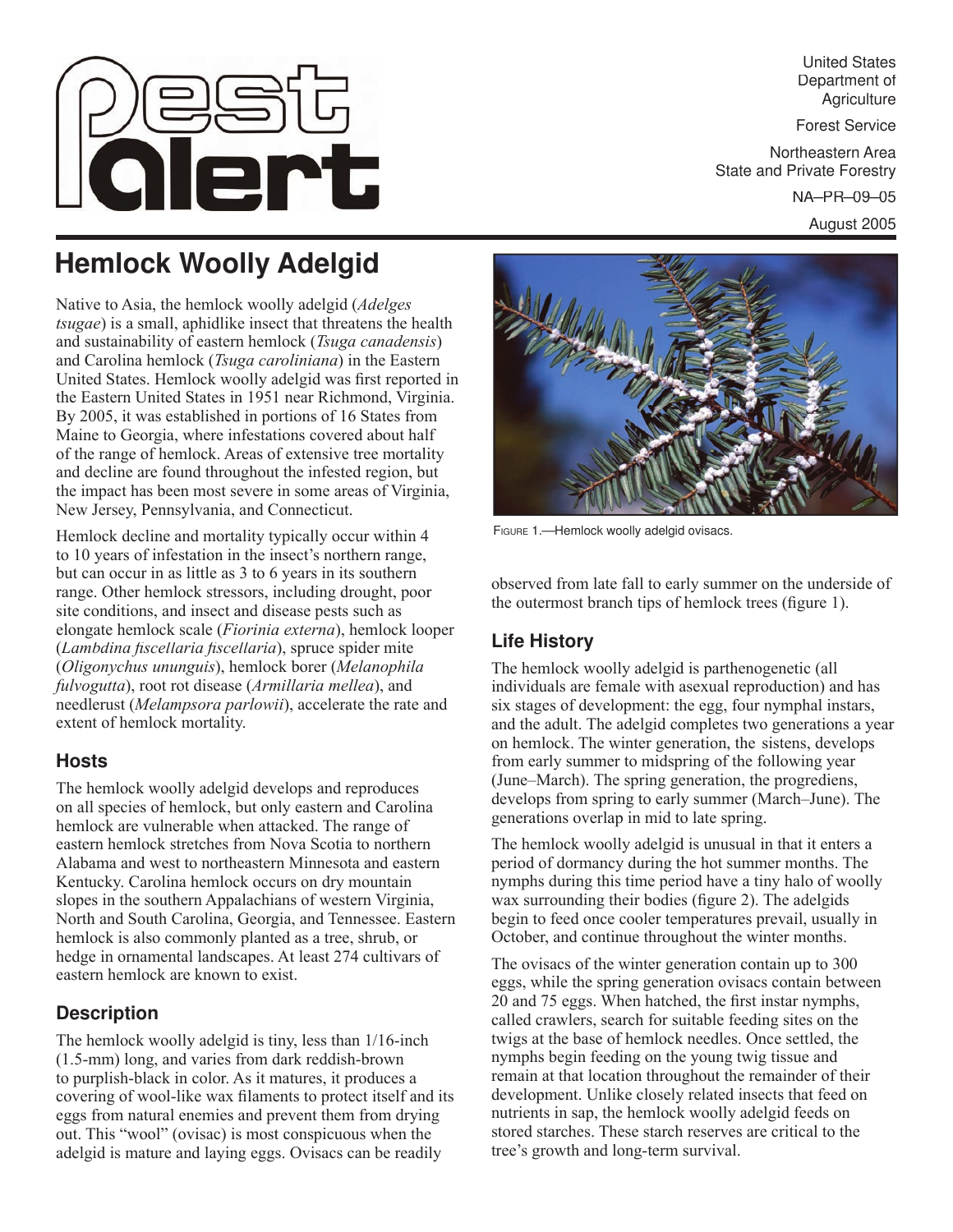# Pest Alert

United States Department of Agriculture

Forest Service

Northeastern Area State and Private Forestry

NA–PR–09–05

August 2005

## Hemlock Woolly Adelgid

Native to Asia, the hemlock woolly adelgid (*Adelges tsugae*) is a small, aphidlike insect that threatens the health and sustainability of eastern hemlock (*Tsuga canadensis*) and Carolina hemlock (*Tsuga caroliniana*) in the Eastern United States. Hemlock woolly adelgid was first reported in the Eastern United States in 1951 near Richmond, Virginia. By 2005, it was established in portions of 16 States from Maine to Georgia, where infestations covered about half of the range of hemlock. Areas of extensive tree mortality and decline are found throughout the infested region, but the impact has been most severe in some areas of Virginia, New Jersey, Pennsylvania, and Connecticut.

Hemlock decline and mortality typically occur within 4 to 10 years of infestation in the insect's northern range, but can occur in as little as 3 to 6 years in its southern range. Other hemlock stressors, including drought, poor site conditions, and insect and disease pests such as elongate hemlock scale (*Fiorinia externa*), hemlock looper (*Lambdina fiscellaria fiscellaria*), spruce spider mite (*Oligonychus ununguis*), hemlock borer (*Melanophila fulvogutta*), root rot disease (*Armillaria mellea*), and needlerust (*Melampsora parlowii*), accelerate the rate and extent of hemlock mortality.

### Hosts

The hemlock woolly adelgid develops and reproduces on all species of hemlock, but only eastern and Carolina hemlock are vulnerable when attacked. The range of eastern hemlock stretches from Nova Scotia to northern Alabama and west to northeastern Minnesota and eastern Kentucky. Carolina hemlock occurs on dry mountain slopes in the southern Appalachians of western Virginia, North and South Carolina, Georgia, and Tennessee. Eastern hemlock is also commonly planted as a tree, shrub, or hedge in ornamental landscapes. At least 274 cultivars of eastern hemlock are known to exist.

### Description

The hemlock woolly adelgid is tiny, less than 1/16-inch (1.5-mm) long, and varies from dark reddish-brown to purplish-black in color. As it matures, it produces a covering of wool-like wax filaments to protect itself and its eggs from natural enemies and prevent them from drying out. This "wool" (ovisac) is most conspicuous when the adelgid is mature and laying eggs. Ovisacs can be readily observed from late fall to early summer on the underside of the outermost branch tips of hemlock trees (figure 1).

Figure 1.—Hemlock woolly adelgid ovisacs.

### Life History

The hemlock woolly adelgid is parthenogenetic (all individuals are female with asexual reproduction) and has six stages of development: the egg, four nymphal instars, and the adult. The adelgid completes two generations a year on hemlock. The winter generation, the sistens, develops from early summer to midspring of the following year (June–March). The spring generation, the progrediens, develops from spring to early summer (March–June). The generations overlap in mid to late spring.

The hemlock woolly adelgid is unusual in that it enters a period of dormancy during the hot summer months. The nymphs during this time period have a tiny halo of woolly wax surrounding their bodies (figure 2). The adelgids begin to feed once cooler temperatures prevail, usually in October, and continue throughout the winter months.

The ovisacs of the winter generation contain up to 300 eggs, while the spring generation ovisacs contain between 20 and 75 eggs. When hatched, the first instar nymphs, called crawlers, search for suitable feeding sites on the twigs at the base of hemlock needles. Once settled, the nymphs begin feeding on the young twig tissue and remain at that location throughout the remainder of their development. Unlike closely related insects that feed on nutrients in sap, the hemlock woolly adelgid feeds on stored starches. These starch reserves are critical to the tree's growth and long-term survival.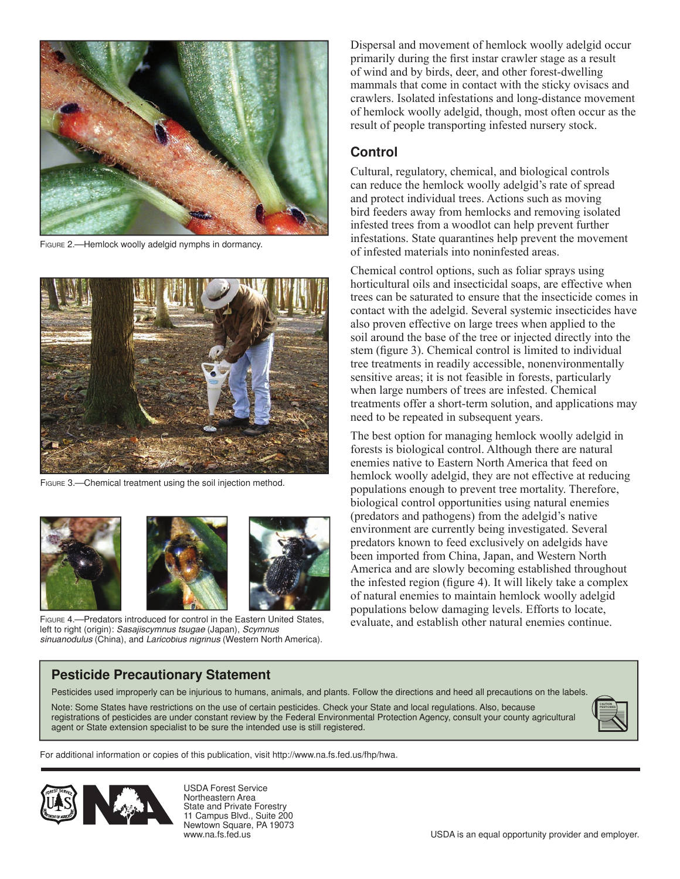FIGURE 2.—Hemlock woolly adelgid nymphs in dormancy.

FIGURE 3.—Chemical treatment using the soil injection method.

FIGURE 4.—Predators introduced for control in the Eastern United States, left to right (origin): *Sasajiscymnus tsugae* (Japan), *Scymnus sinuanodulus* (China), and *Laricobius nigrinus* (Western North America).

Dispersal and movement of hemlock woolly adelgid occur primarily during the first instar crawler stage as a result of wind and by birds, deer, and other forest-dwelling mammals that come in contact with the sticky ovisacs and crawlers. Isolated infestations and long-distance movement of hemlock woolly adelgid, though, most often occur as the result of people transporting infested nursery stock.

## Control

Cultural, regulatory, chemical, and biological controls can reduce the hemlock woolly adelgid's rate of spread and protect individual trees. Actions such as moving bird feeders away from hemlocks and removing isolated infested trees from a woodlot can help prevent further infestations. State quarantines help prevent the movement of infested materials into noninfested areas.

Chemical control options, such as foliar sprays using horticultural oils and insecticidal soaps, are effective when trees can be saturated to ensure that the insecticide comes in contact with the adelgid. Several systemic insecticides have also proven effective on large trees when applied to the soil around the base of the tree or injected directly into the stem (figure 3). Chemical control is limited to individual tree treatments in readily accessible, nonenvironmentally sensitive areas; it is not feasible in forests, particularly when large numbers of trees are infested. Chemical treatments offer a short-term solution, and applications may need to be repeated in subsequent years.

The best option for managing hemlock woolly adelgid in forests is biological control. Although there are natural enemies native to Eastern North America that feed on hemlock woolly adelgid, they are not effective at reducing populations enough to prevent tree mortality. Therefore, biological control opportunities using natural enemies (predators and pathogens) from the adelgid's native environment are currently being investigated. Several predators known to feed exclusively on adelgids have been imported from China, Japan, and Western North America and are slowly becoming established throughout the infested region (figure 4). It will likely take a complex of natural enemies to maintain hemlock woolly adelgid populations below damaging levels. Efforts to locate, evaluate, and establish other natural enemies continue.

## Pesticide Precautionary Statement

Pesticides used improperly can be injurious to humans, animals, and plants. Follow the directions and heed all precautions on the labels.

Note: Some States have restrictions on the use of certain pesticides. Check your State and local regulations. Also, because registrations of pesticides are under constant review by the Federal Environmental Protection Agency, consult your county agricultural agent or State extension specialist to be sure the intended use is still registered.

For additional information or copies of this publication, visit http://www.na.fs.fed.us/fhp/hwa.

USDA Forest Service
Northeastern Area
State and Private Forestry
11 Campus Blvd., Suite 200
Newtown Square, PA 19073
www.na.fs.fed.us

USDA is an equal opportunity provider and employer.